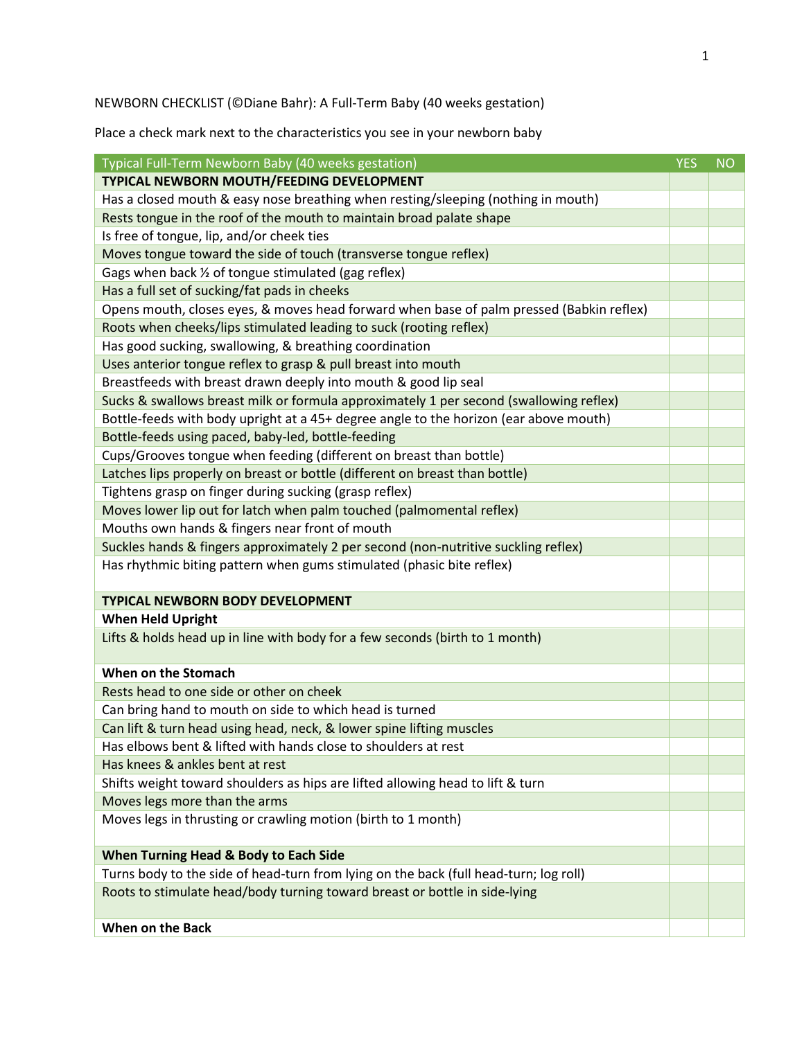NEWBORN CHECKLIST (©Diane Bahr): A Full-Term Baby (40 weeks gestation)

Place a check mark next to the characteristics you see in your newborn baby

| Typical Full-Term Newborn Baby (40 weeks gestation) | YES | NO |
|---|---|---|
| **TYPICAL NEWBORN MOUTH/FEEDING DEVELOPMENT** | | |
| Has a closed mouth & easy nose breathing when resting/sleeping (nothing in mouth) | | |
| Rests tongue in the roof of the mouth to maintain broad palate shape | | |
| Is free of tongue, lip, and/or cheek ties | | |
| Moves tongue toward the side of touch (transverse tongue reflex) | | |
| Gags when back ½ of tongue stimulated (gag reflex) | | |
| Has a full set of sucking/fat pads in cheeks | | |
| Opens mouth, closes eyes, & moves head forward when base of palm pressed (Babkin reflex) | | |
| Roots when cheeks/lips stimulated leading to suck (rooting reflex) | | |
| Has good sucking, swallowing, & breathing coordination | | |
| Uses anterior tongue reflex to grasp & pull breast into mouth | | |
| Breastfeeds with breast drawn deeply into mouth & good lip seal | | |
| Sucks & swallows breast milk or formula approximately 1 per second (swallowing reflex) | | |
| Bottle-feeds with body upright at a 45+ degree angle to the horizon (ear above mouth) | | |
| Bottle-feeds using paced, baby-led, bottle-feeding | | |
| Cups/Grooves tongue when feeding (different on breast than bottle) | | |
| Latches lips properly on breast or bottle (different on breast than bottle) | | |
| Tightens grasp on finger during sucking (grasp reflex) | | |
| Moves lower lip out for latch when palm touched (palmomental reflex) | | |
| Mouths own hands & fingers near front of mouth | | |
| Suckles hands & fingers approximately 2 per second (non-nutritive suckling reflex) | | |
| Has rhythmic biting pattern when gums stimulated (phasic bite reflex) | | |
| **TYPICAL NEWBORN BODY DEVELOPMENT** | | |
| **When Held Upright** | | |
| Lifts & holds head up in line with body for a few seconds (birth to 1 month) | | |
| **When on the Stomach** | | |
| Rests head to one side or other on cheek | | |
| Can bring hand to mouth on side to which head is turned | | |
| Can lift & turn head using head, neck, & lower spine lifting muscles | | |
| Has elbows bent & lifted with hands close to shoulders at rest | | |
| Has knees & ankles bent at rest | | |
| Shifts weight toward shoulders as hips are lifted allowing head to lift & turn | | |
| Moves legs more than the arms | | |
| Moves legs in thrusting or crawling motion (birth to 1 month) | | |
| **When Turning Head & Body to Each Side** | | |
| Turns body to the side of head-turn from lying on the back (full head-turn; log roll) | | |
| Roots to stimulate head/body turning toward breast or bottle in side-lying | | |
| **When on the Back** | | |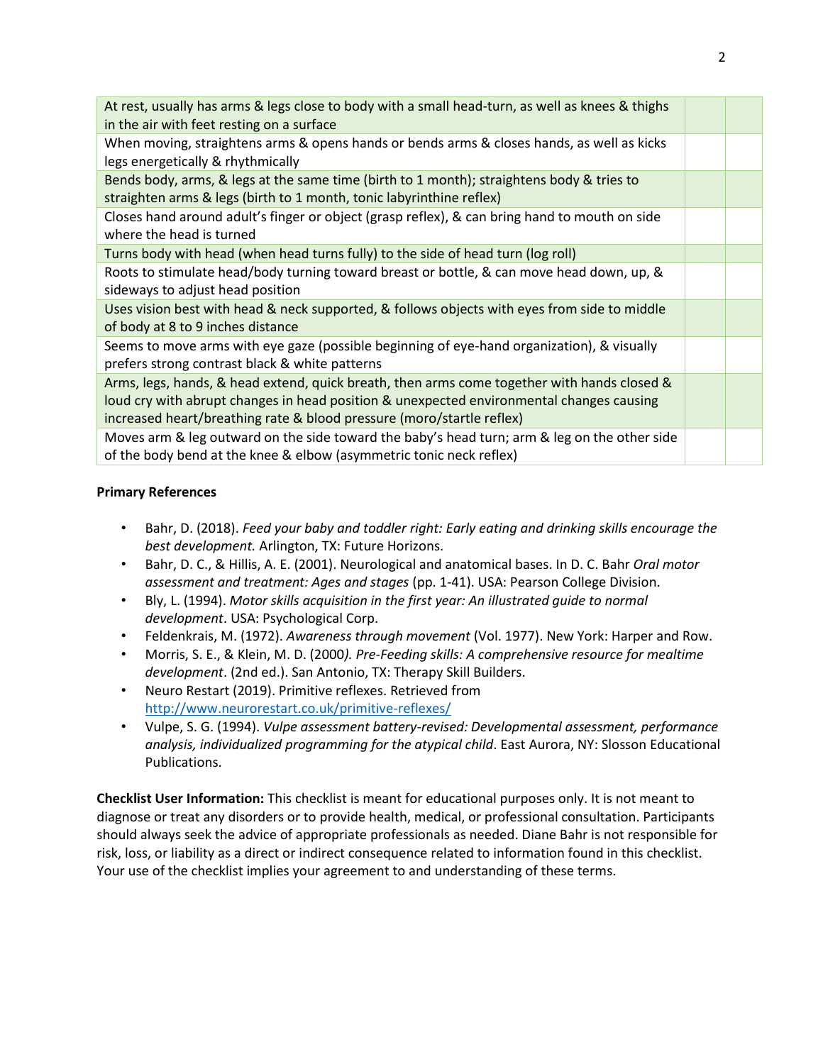| | | |
|---|---|---|
| At rest, usually has arms & legs close to body with a small head-turn, as well as knees & thighs in the air with feet resting on a surface | | |
| When moving, straightens arms & opens hands or bends arms & closes hands, as well as kicks legs energetically & rhythmically | | |
| Bends body, arms, & legs at the same time (birth to 1 month); straightens body & tries to straighten arms & legs (birth to 1 month, tonic labyrinthine reflex) | | |
| Closes hand around adult's finger or object (grasp reflex), & can bring hand to mouth on side where the head is turned | | |
| Turns body with head (when head turns fully) to the side of head turn (log roll) | | |
| Roots to stimulate head/body turning toward breast or bottle, & can move head down, up, & sideways to adjust head position | | |
| Uses vision best with head & neck supported, & follows objects with eyes from side to middle of body at 8 to 9 inches distance | | |
| Seems to move arms with eye gaze (possible beginning of eye-hand organization), & visually prefers strong contrast black & white patterns | | |
| Arms, legs, hands, & head extend, quick breath, then arms come together with hands closed & loud cry with abrupt changes in head position & unexpected environmental changes causing increased heart/breathing rate & blood pressure (moro/startle reflex) | | |
| Moves arm & leg outward on the side toward the baby's head turn; arm & leg on the other side of the body bend at the knee & elbow (asymmetric tonic neck reflex) | | |

**Primary References**

- Bahr, D. (2018). *Feed your baby and toddler right: Early eating and drinking skills encourage the best development.* Arlington, TX: Future Horizons.
- Bahr, D. C., & Hillis, A. E. (2001). Neurological and anatomical bases. In D. C. Bahr *Oral motor assessment and treatment: Ages and stages* (pp. 1-41). USA: Pearson College Division.
- Bly, L. (1994). *Motor skills acquisition in the first year: An illustrated guide to normal development*. USA: Psychological Corp.
- Feldenkrais, M. (1972). *Awareness through movement* (Vol. 1977). New York: Harper and Row.
- Morris, S. E., & Klein, M. D. (2000*). Pre-Feeding skills: A comprehensive resource for mealtime development*. (2nd ed.). San Antonio, TX: Therapy Skill Builders.
- Neuro Restart (2019). Primitive reflexes. Retrieved from http://www.neurorestart.co.uk/primitive-reflexes/
- Vulpe, S. G. (1994). *Vulpe assessment battery-revised: Developmental assessment, performance analysis, individualized programming for the atypical child*. East Aurora, NY: Slosson Educational Publications.

**Checklist User Information:** This checklist is meant for educational purposes only. It is not meant to diagnose or treat any disorders or to provide health, medical, or professional consultation. Participants should always seek the advice of appropriate professionals as needed. Diane Bahr is not responsible for risk, loss, or liability as a direct or indirect consequence related to information found in this checklist. Your use of the checklist implies your agreement to and understanding of these terms.